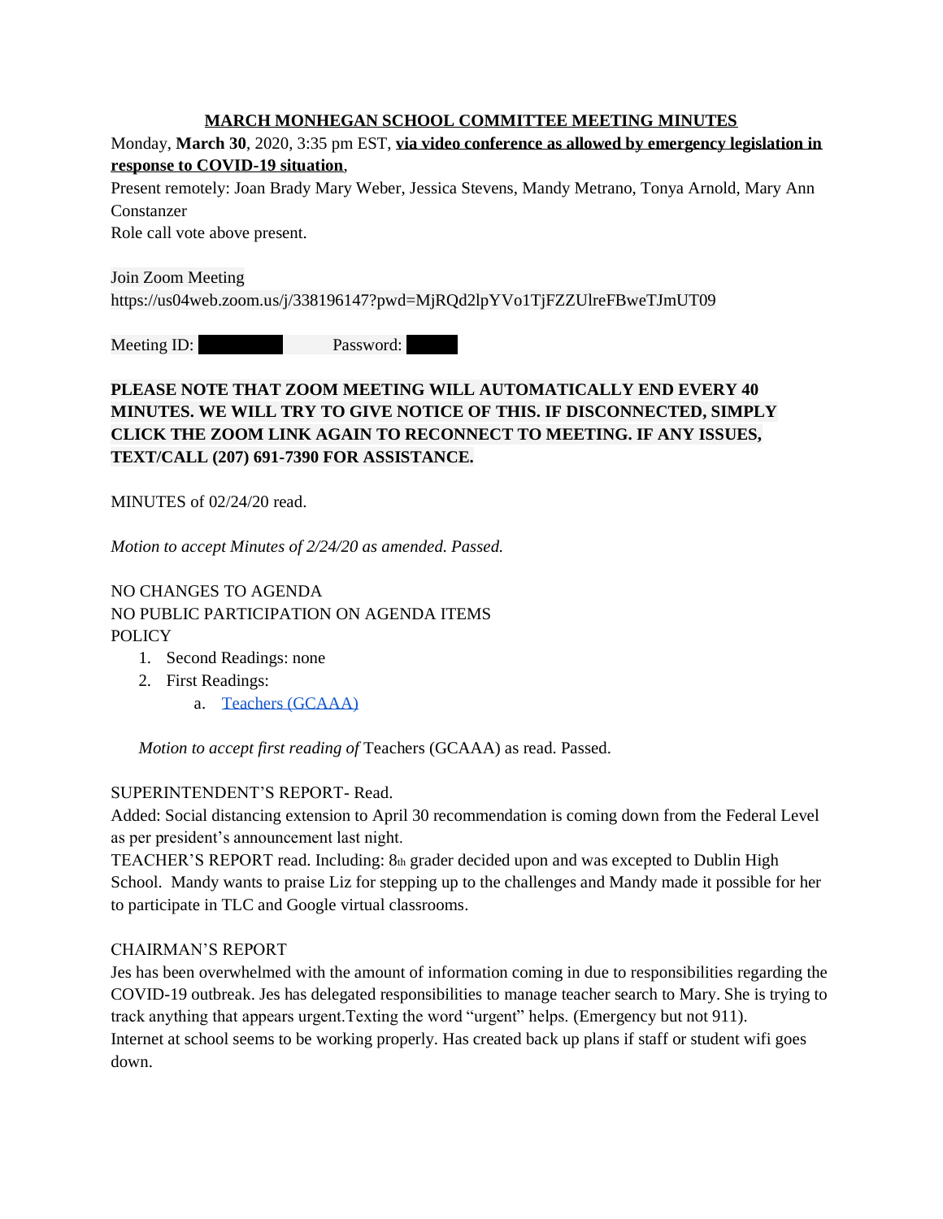**MARCH MONHEGAN SCHOOL COMMITTEE MEETING MINUTES**

Monday, **March 30**, 2020, 3:35 pm EST, **via video conference as allowed by emergency legislation in response to COVID-19 situation**,

Present remotely: Joan Brady Mary Weber, Jessica Stevens, Mandy Metrano, Tonya Arnold, Mary Ann Constanzer

Role call vote above present.

Join Zoom Meeting

https://us04web.zoom.us/j/338196147?pwd=MjRQd2lpYVo1TjFZZUlreFBweTJmUT09

Meeting ID: [REDACTED] Password: [REDACTED]

**PLEASE NOTE THAT ZOOM MEETING WILL AUTOMATICALLY END EVERY 40 MINUTES. WE WILL TRY TO GIVE NOTICE OF THIS. IF DISCONNECTED, SIMPLY CLICK THE ZOOM LINK AGAIN TO RECONNECT TO MEETING. IF ANY ISSUES, TEXT/CALL (207) 691-7390 FOR ASSISTANCE.**

MINUTES of 02/24/20 read.

*Motion to accept Minutes of 2/24/20 as amended. Passed.*

NO CHANGES TO AGENDA

NO PUBLIC PARTICIPATION ON AGENDA ITEMS

POLICY

1. Second Readings: none
2. First Readings:
   a. Teachers (GCAAA)

*Motion to accept first reading of* Teachers (GCAAA) as read. Passed.

SUPERINTENDENT'S REPORT- Read.

Added: Social distancing extension to April 30 recommendation is coming down from the Federal Level as per president's announcement last night.

TEACHER'S REPORT read. Including: 8th grader decided upon and was excepted to Dublin High School. Mandy wants to praise Liz for stepping up to the challenges and Mandy made it possible for her to participate in TLC and Google virtual classrooms.

CHAIRMAN'S REPORT

Jes has been overwhelmed with the amount of information coming in due to responsibilities regarding the COVID-19 outbreak. Jes has delegated responsibilities to manage teacher search to Mary. She is trying to track anything that appears urgent.Texting the word "urgent" helps. (Emergency but not 911).

Internet at school seems to be working properly. Has created back up plans if staff or student wifi goes down.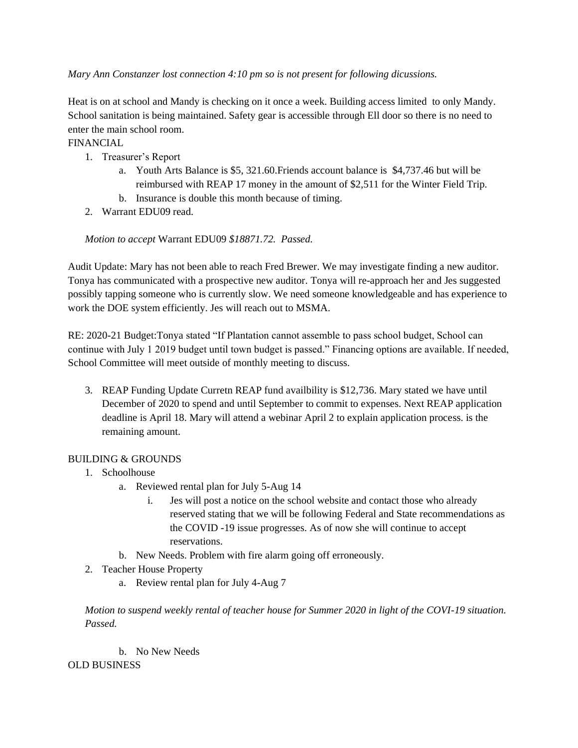*Mary Ann Constanzer lost connection 4:10 pm so is not present for following dicussions.*

Heat is on at school and Mandy is checking on it once a week. Building access limited to only Mandy. School sanitation is being maintained. Safety gear is accessible through Ell door so there is no need to enter the main school room.

FINANCIAL

1. Treasurer's Report
   a. Youth Arts Balance is $5, 321.60.Friends account balance is $4,737.46 but will be reimbursed with REAP 17 money in the amount of $2,511 for the Winter Field Trip.
   b. Insurance is double this month because of timing.
2. Warrant EDU09 read.

*Motion to accept* Warrant EDU09 *$18871.72. Passed.*

Audit Update: Mary has not been able to reach Fred Brewer. We may investigate finding a new auditor. Tonya has communicated with a prospective new auditor. Tonya will re-approach her and Jes suggested possibly tapping someone who is currently slow. We need someone knowledgeable and has experience to work the DOE system efficiently. Jes will reach out to MSMA.

RE: 2020-21 Budget:Tonya stated "If Plantation cannot assemble to pass school budget, School can continue with July 1 2019 budget until town budget is passed." Financing options are available. If needed, School Committee will meet outside of monthly meeting to discuss.

3. REAP Funding Update Curretn REAP fund availbility is $12,736. Mary stated we have until December of 2020 to spend and until September to commit to expenses. Next REAP application deadline is April 18. Mary will attend a webinar April 2 to explain application process. is the remaining amount.

BUILDING & GROUNDS

1. Schoolhouse
   a. Reviewed rental plan for July 5-Aug 14
      i. Jes will post a notice on the school website and contact those who already reserved stating that we will be following Federal and State recommendations as the COVID -19 issue progresses. As of now she will continue to accept reservations.
   b. New Needs. Problem with fire alarm going off erroneously.
2. Teacher House Property
   a. Review rental plan for July 4-Aug 7

*Motion to suspend weekly rental of teacher house for Summer 2020 in light of the COVI-19 situation. Passed.*

   b. No New Needs

OLD BUSINESS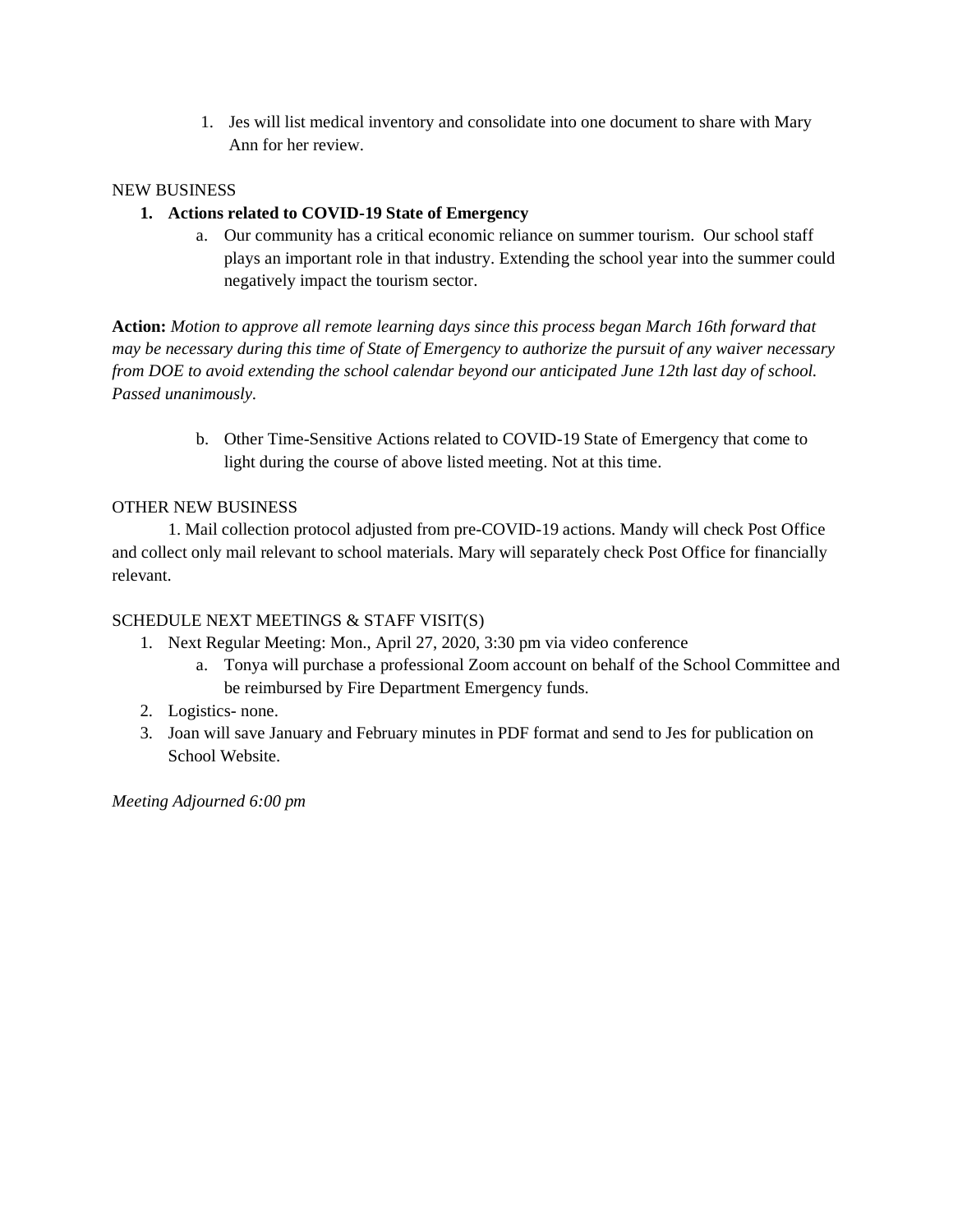1. Jes will list medical inventory and consolidate into one document to share with Mary Ann for her review.

NEW BUSINESS

1. **Actions related to COVID-19 State of Emergency**
    a. Our community has a critical economic reliance on summer tourism. Our school staff plays an important role in that industry. Extending the school year into the summer could negatively impact the tourism sector.

**Action:** *Motion to approve all remote learning days since this process began March 16th forward that may be necessary during this time of State of Emergency to authorize the pursuit of any waiver necessary from DOE to avoid extending the school calendar beyond our anticipated June 12th last day of school. Passed unanimously.*

b. Other Time-Sensitive Actions related to COVID-19 State of Emergency that come to light during the course of above listed meeting. Not at this time.

OTHER NEW BUSINESS

1. Mail collection protocol adjusted from pre-COVID-19 actions. Mandy will check Post Office and collect only mail relevant to school materials. Mary will separately check Post Office for financially relevant.

SCHEDULE NEXT MEETINGS & STAFF VISIT(S)

1. Next Regular Meeting: Mon., April 27, 2020, 3:30 pm via video conference
    a. Tonya will purchase a professional Zoom account on behalf of the School Committee and be reimbursed by Fire Department Emergency funds.
2. Logistics- none.
3. Joan will save January and February minutes in PDF format and send to Jes for publication on School Website.

*Meeting Adjourned 6:00 pm*